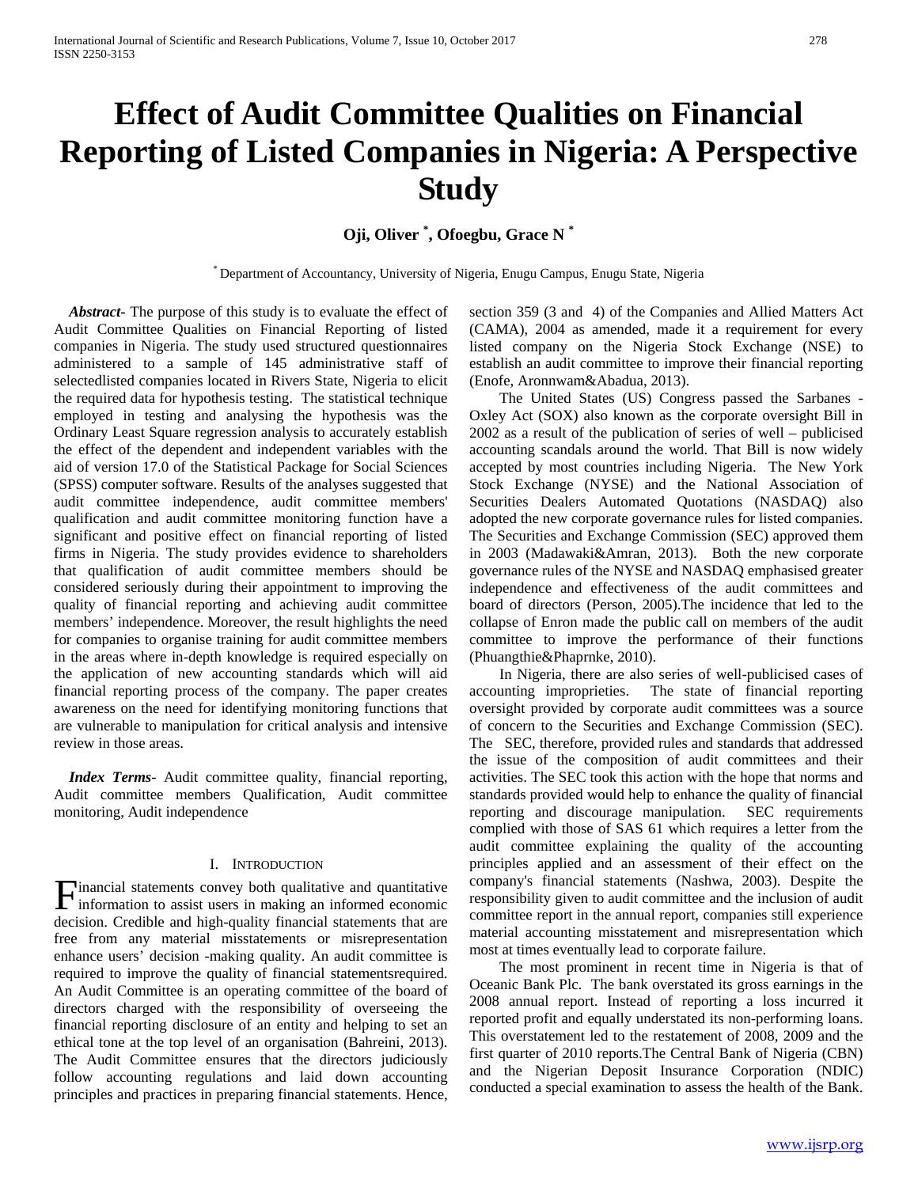# Effect of Audit Committee Qualities on Financial Reporting of Listed Companies in Nigeria: A Perspective Study

**Oji, Oliver [*], Ofoegbu, Grace N [*]**

[*] Department of Accountancy, University of Nigeria, Enugu Campus, Enugu State, Nigeria

***Abstract***- The purpose of this study is to evaluate the effect of Audit Committee Qualities on Financial Reporting of listed companies in Nigeria. The study used structured questionnaires administered to a sample of 145 administrative staff of selectedlisted companies located in Rivers State, Nigeria to elicit the required data for hypothesis testing. The statistical technique employed in testing and analysing the hypothesis was the Ordinary Least Square regression analysis to accurately establish the effect of the dependent and independent variables with the aid of version 17.0 of the Statistical Package for Social Sciences (SPSS) computer software. Results of the analyses suggested that audit committee independence, audit committee members' qualification and audit committee monitoring function have a significant and positive effect on financial reporting of listed firms in Nigeria. The study provides evidence to shareholders that qualification of audit committee members should be considered seriously during their appointment to improving the quality of financial reporting and achieving audit committee members' independence. Moreover, the result highlights the need for companies to organise training for audit committee members in the areas where in-depth knowledge is required especially on the application of new accounting standards which will aid financial reporting process of the company. The paper creates awareness on the need for identifying monitoring functions that are vulnerable to manipulation for critical analysis and intensive review in those areas.

***Index Terms***- Audit committee quality, financial reporting, Audit committee members Qualification, Audit committee monitoring, Audit independence

## I. Introduction

Financial statements convey both qualitative and quantitative information to assist users in making an informed economic decision. Credible and high-quality financial statements that are free from any material misstatements or misrepresentation enhance users' decision -making quality. An audit committee is required to improve the quality of financial statementsrequired. An Audit Committee is an operating committee of the board of directors charged with the responsibility of overseeing the financial reporting disclosure of an entity and helping to set an ethical tone at the top level of an organisation (Bahreini, 2013). The Audit Committee ensures that the directors judiciously follow accounting regulations and laid down accounting principles and practices in preparing financial statements. Hence, section 359 (3 and 4) of the Companies and Allied Matters Act (CAMA), 2004 as amended, made it a requirement for every listed company on the Nigeria Stock Exchange (NSE) to establish an audit committee to improve their financial reporting (Enofe, Aronnwam&Abadua, 2013).

The United States (US) Congress passed the Sarbanes - Oxley Act (SOX) also known as the corporate oversight Bill in 2002 as a result of the publication of series of well – publicised accounting scandals around the world. That Bill is now widely accepted by most countries including Nigeria. The New York Stock Exchange (NYSE) and the National Association of Securities Dealers Automated Quotations (NASDAQ) also adopted the new corporate governance rules for listed companies. The Securities and Exchange Commission (SEC) approved them in 2003 (Madawaki&Amran, 2013). Both the new corporate governance rules of the NYSE and NASDAQ emphasised greater independence and effectiveness of the audit committees and board of directors (Person, 2005).The incidence that led to the collapse of Enron made the public call on members of the audit committee to improve the performance of their functions (Phuangthie&Phaprnke, 2010).

In Nigeria, there are also series of well-publicised cases of accounting improprieties. The state of financial reporting oversight provided by corporate audit committees was a source of concern to the Securities and Exchange Commission (SEC). The SEC, therefore, provided rules and standards that addressed the issue of the composition of audit committees and their activities. The SEC took this action with the hope that norms and standards provided would help to enhance the quality of financial reporting and discourage manipulation. SEC requirements complied with those of SAS 61 which requires a letter from the audit committee explaining the quality of the accounting principles applied and an assessment of their effect on the company's financial statements (Nashwa, 2003). Despite the responsibility given to audit committee and the inclusion of audit committee report in the annual report, companies still experience material accounting misstatement and misrepresentation which most at times eventually lead to corporate failure.

The most prominent in recent time in Nigeria is that of Oceanic Bank Plc. The bank overstated its gross earnings in the 2008 annual report. Instead of reporting a loss incurred it reported profit and equally understated its non-performing loans. This overstatement led to the restatement of 2008, 2009 and the first quarter of 2010 reports.The Central Bank of Nigeria (CBN) and the Nigerian Deposit Insurance Corporation (NDIC) conducted a special examination to assess the health of the Bank.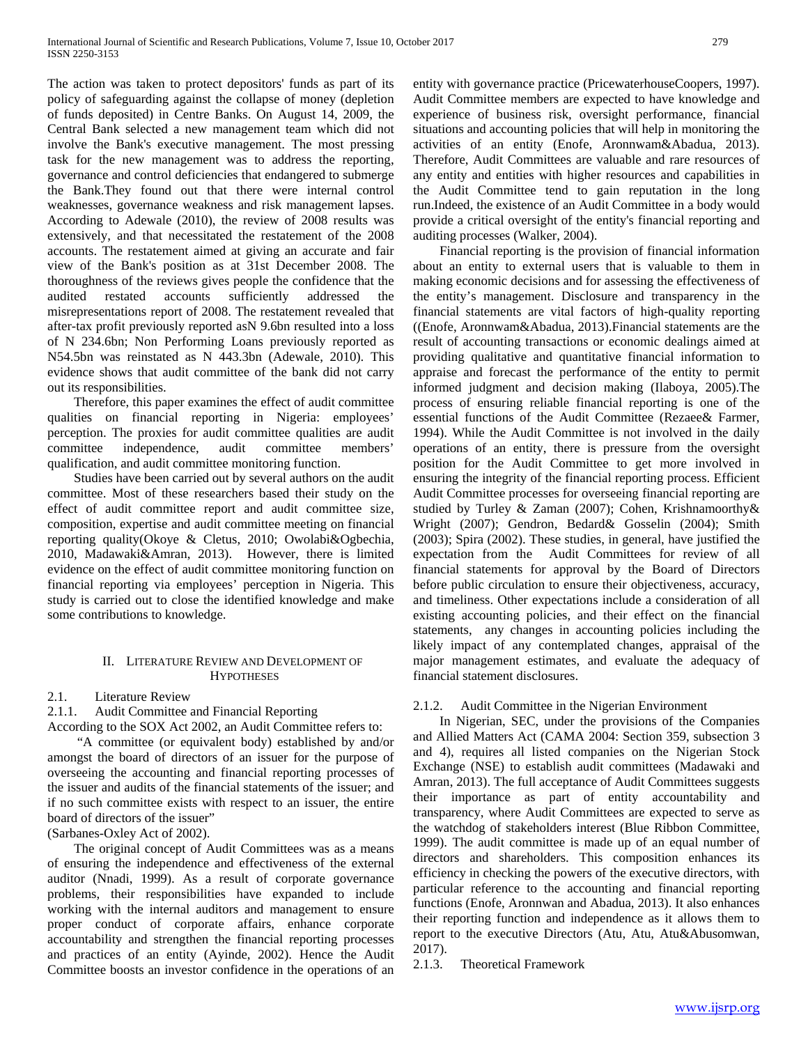The action was taken to protect depositors' funds as part of its policy of safeguarding against the collapse of money (depletion of funds deposited) in Centre Banks. On August 14, 2009, the Central Bank selected a new management team which did not involve the Bank's executive management. The most pressing task for the new management was to address the reporting, governance and control deficiencies that endangered to submerge the Bank.They found out that there were internal control weaknesses, governance weakness and risk management lapses. According to Adewale (2010), the review of 2008 results was extensively, and that necessitated the restatement of the 2008 accounts. The restatement aimed at giving an accurate and fair view of the Bank's position as at 31st December 2008. The thoroughness of the reviews gives people the confidence that the audited restated accounts sufficiently addressed the misrepresentations report of 2008. The restatement revealed that after-tax profit previously reported asN 9.6bn resulted into a loss of N 234.6bn; Non Performing Loans previously reported as N54.5bn was reinstated as N 443.3bn (Adewale, 2010). This evidence shows that audit committee of the bank did not carry out its responsibilities.

Therefore, this paper examines the effect of audit committee qualities on financial reporting in Nigeria: employees' perception. The proxies for audit committee qualities are audit committee independence, audit committee members' qualification, and audit committee monitoring function.

Studies have been carried out by several authors on the audit committee. Most of these researchers based their study on the effect of audit committee report and audit committee size, composition, expertise and audit committee meeting on financial reporting quality(Okoye & Cletus, 2010; Owolabi&Ogbechia, 2010, Madawaki&Amran, 2013). However, there is limited evidence on the effect of audit committee monitoring function on financial reporting via employees' perception in Nigeria. This study is carried out to close the identified knowledge and make some contributions to knowledge.

## II. Literature Review and Development of Hypotheses

### 2.1. Literature Review

#### 2.1.1. Audit Committee and Financial Reporting

According to the SOX Act 2002, an Audit Committee refers to:

"A committee (or equivalent body) established by and/or amongst the board of directors of an issuer for the purpose of overseeing the accounting and financial reporting processes of the issuer and audits of the financial statements of the issuer; and if no such committee exists with respect to an issuer, the entire board of directors of the issuer"
(Sarbanes-Oxley Act of 2002).

The original concept of Audit Committees was as a means of ensuring the independence and effectiveness of the external auditor (Nnadi, 1999). As a result of corporate governance problems, their responsibilities have expanded to include working with the internal auditors and management to ensure proper conduct of corporate affairs, enhance corporate accountability and strengthen the financial reporting processes and practices of an entity (Ayinde, 2002). Hence the Audit Committee boosts an investor confidence in the operations of an entity with governance practice (PricewaterhouseCoopers, 1997). Audit Committee members are expected to have knowledge and experience of business risk, oversight performance, financial situations and accounting policies that will help in monitoring the activities of an entity (Enofe, Aronnwam&Abadua, 2013). Therefore, Audit Committees are valuable and rare resources of any entity and entities with higher resources and capabilities in the Audit Committee tend to gain reputation in the long run.Indeed, the existence of an Audit Committee in a body would provide a critical oversight of the entity's financial reporting and auditing processes (Walker, 2004).

Financial reporting is the provision of financial information about an entity to external users that is valuable to them in making economic decisions and for assessing the effectiveness of the entity's management. Disclosure and transparency in the financial statements are vital factors of high-quality reporting ((Enofe, Aronnwam&Abadua, 2013).Financial statements are the result of accounting transactions or economic dealings aimed at providing qualitative and quantitative financial information to appraise and forecast the performance of the entity to permit informed judgment and decision making (Ilaboya, 2005).The process of ensuring reliable financial reporting is one of the essential functions of the Audit Committee (Rezaee& Farmer, 1994). While the Audit Committee is not involved in the daily operations of an entity, there is pressure from the oversight position for the Audit Committee to get more involved in ensuring the integrity of the financial reporting process. Efficient Audit Committee processes for overseeing financial reporting are studied by Turley & Zaman (2007); Cohen, Krishnamoorthy& Wright (2007); Gendron, Bedard& Gosselin (2004); Smith (2003); Spira (2002). These studies, in general, have justified the expectation from the Audit Committees for review of all financial statements for approval by the Board of Directors before public circulation to ensure their objectiveness, accuracy, and timeliness. Other expectations include a consideration of all existing accounting policies, and their effect on the financial statements, any changes in accounting policies including the likely impact of any contemplated changes, appraisal of the major management estimates, and evaluate the adequacy of financial statement disclosures.

#### 2.1.2. Audit Committee in the Nigerian Environment

In Nigerian, SEC, under the provisions of the Companies and Allied Matters Act (CAMA 2004: Section 359, subsection 3 and 4), requires all listed companies on the Nigerian Stock Exchange (NSE) to establish audit committees (Madawaki and Amran, 2013). The full acceptance of Audit Committees suggests their importance as part of entity accountability and transparency, where Audit Committees are expected to serve as the watchdog of stakeholders interest (Blue Ribbon Committee, 1999). The audit committee is made up of an equal number of directors and shareholders. This composition enhances its efficiency in checking the powers of the executive directors, with particular reference to the accounting and financial reporting functions (Enofe, Aronnwan and Abadua, 2013). It also enhances their reporting function and independence as it allows them to report to the executive Directors (Atu, Atu, Atu&Abusomwan, 2017).

#### 2.1.3. Theoretical Framework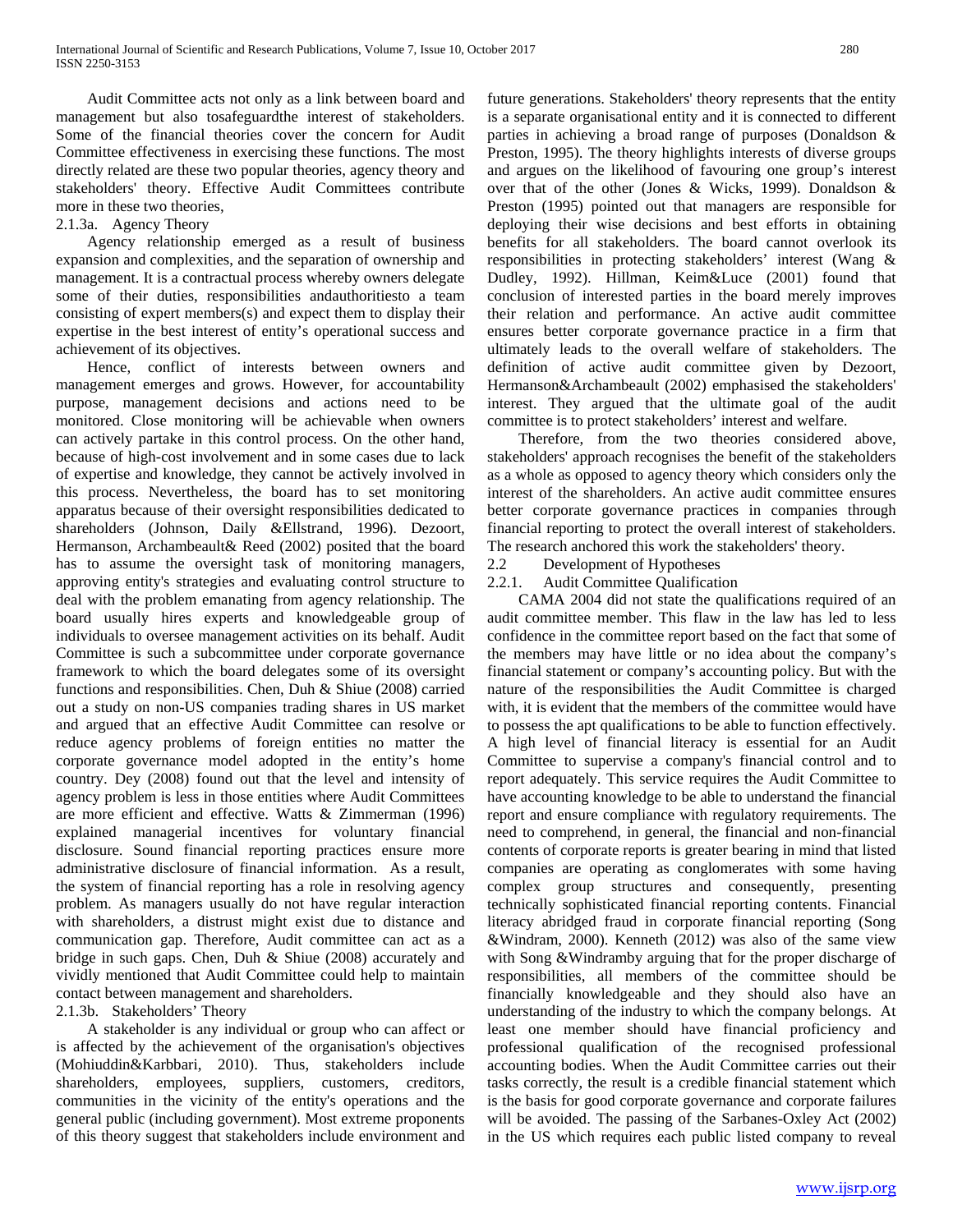Audit Committee acts not only as a link between board and management but also tosafeguardthe interest of stakeholders. Some of the financial theories cover the concern for Audit Committee effectiveness in exercising these functions. The most directly related are these two popular theories, agency theory and stakeholders' theory. Effective Audit Committees contribute more in these two theories,

#### 2.1.3a. Agency Theory

Agency relationship emerged as a result of business expansion and complexities, and the separation of ownership and management. It is a contractual process whereby owners delegate some of their duties, responsibilities andauthoritiesto a team consisting of expert members(s) and expect them to display their expertise in the best interest of entity's operational success and achievement of its objectives.

Hence, conflict of interests between owners and management emerges and grows. However, for accountability purpose, management decisions and actions need to be monitored. Close monitoring will be achievable when owners can actively partake in this control process. On the other hand, because of high-cost involvement and in some cases due to lack of expertise and knowledge, they cannot be actively involved in this process. Nevertheless, the board has to set monitoring apparatus because of their oversight responsibilities dedicated to shareholders (Johnson, Daily &Ellstrand, 1996). Dezoort, Hermanson, Archambeault& Reed (2002) posited that the board has to assume the oversight task of monitoring managers, approving entity's strategies and evaluating control structure to deal with the problem emanating from agency relationship. The board usually hires experts and knowledgeable group of individuals to oversee management activities on its behalf. Audit Committee is such a subcommittee under corporate governance framework to which the board delegates some of its oversight functions and responsibilities. Chen, Duh & Shiue (2008) carried out a study on non-US companies trading shares in US market and argued that an effective Audit Committee can resolve or reduce agency problems of foreign entities no matter the corporate governance model adopted in the entity's home country. Dey (2008) found out that the level and intensity of agency problem is less in those entities where Audit Committees are more efficient and effective. Watts & Zimmerman (1996) explained managerial incentives for voluntary financial disclosure. Sound financial reporting practices ensure more administrative disclosure of financial information. As a result, the system of financial reporting has a role in resolving agency problem. As managers usually do not have regular interaction with shareholders, a distrust might exist due to distance and communication gap. Therefore, Audit committee can act as a bridge in such gaps. Chen, Duh & Shiue (2008) accurately and vividly mentioned that Audit Committee could help to maintain contact between management and shareholders.

#### 2.1.3b. Stakeholders' Theory

A stakeholder is any individual or group who can affect or is affected by the achievement of the organisation's objectives (Mohiuddin&Karbbari, 2010). Thus, stakeholders include shareholders, employees, suppliers, customers, creditors, communities in the vicinity of the entity's operations and the general public (including government). Most extreme proponents of this theory suggest that stakeholders include environment and future generations. Stakeholders' theory represents that the entity is a separate organisational entity and it is connected to different parties in achieving a broad range of purposes (Donaldson & Preston, 1995). The theory highlights interests of diverse groups and argues on the likelihood of favouring one group's interest over that of the other (Jones & Wicks, 1999). Donaldson & Preston (1995) pointed out that managers are responsible for deploying their wise decisions and best efforts in obtaining benefits for all stakeholders. The board cannot overlook its responsibilities in protecting stakeholders' interest (Wang & Dudley, 1992). Hillman, Keim&Luce (2001) found that conclusion of interested parties in the board merely improves their relation and performance. An active audit committee ensures better corporate governance practice in a firm that ultimately leads to the overall welfare of stakeholders. The definition of active audit committee given by Dezoort, Hermanson&Archambeault (2002) emphasised the stakeholders' interest. They argued that the ultimate goal of the audit committee is to protect stakeholders' interest and welfare.

Therefore, from the two theories considered above, stakeholders' approach recognises the benefit of the stakeholders as a whole as opposed to agency theory which considers only the interest of the shareholders. An active audit committee ensures better corporate governance practices in companies through financial reporting to protect the overall interest of stakeholders. The research anchored this work the stakeholders' theory.

### 2.2 Development of Hypotheses

#### 2.2.1. Audit Committee Qualification

CAMA 2004 did not state the qualifications required of an audit committee member. This flaw in the law has led to less confidence in the committee report based on the fact that some of the members may have little or no idea about the company's financial statement or company's accounting policy. But with the nature of the responsibilities the Audit Committee is charged with, it is evident that the members of the committee would have to possess the apt qualifications to be able to function effectively. A high level of financial literacy is essential for an Audit Committee to supervise a company's financial control and to report adequately. This service requires the Audit Committee to have accounting knowledge to be able to understand the financial report and ensure compliance with regulatory requirements. The need to comprehend, in general, the financial and non-financial contents of corporate reports is greater bearing in mind that listed companies are operating as conglomerates with some having complex group structures and consequently, presenting technically sophisticated financial reporting contents. Financial literacy abridged fraud in corporate financial reporting (Song &Windram, 2000). Kenneth (2012) was also of the same view with Song &Windramby arguing that for the proper discharge of responsibilities, all members of the committee should be financially knowledgeable and they should also have an understanding of the industry to which the company belongs. At least one member should have financial proficiency and professional qualification of the recognised professional accounting bodies. When the Audit Committee carries out their tasks correctly, the result is a credible financial statement which is the basis for good corporate governance and corporate failures will be avoided. The passing of the Sarbanes-Oxley Act (2002) in the US which requires each public listed company to reveal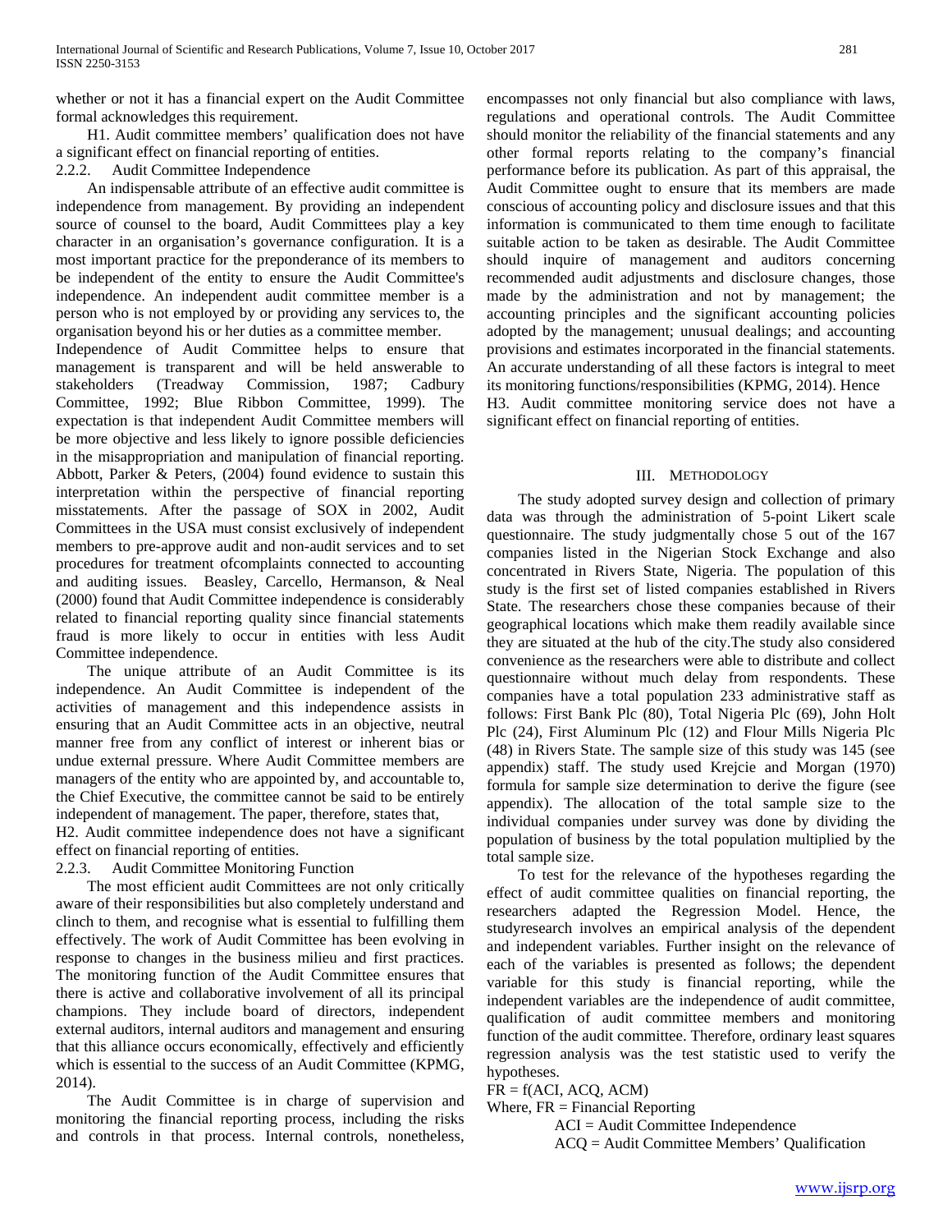whether or not it has a financial expert on the Audit Committee formal acknowledges this requirement.

H1. Audit committee members' qualification does not have a significant effect on financial reporting of entities.

### 2.2.2. Audit Committee Independence

An indispensable attribute of an effective audit committee is independence from management. By providing an independent source of counsel to the board, Audit Committees play a key character in an organisation's governance configuration. It is a most important practice for the preponderance of its members to be independent of the entity to ensure the Audit Committee's independence. An independent audit committee member is a person who is not employed by or providing any services to, the organisation beyond his or her duties as a committee member.

Independence of Audit Committee helps to ensure that management is transparent and will be held answerable to stakeholders (Treadway Commission, 1987; Cadbury Committee, 1992; Blue Ribbon Committee, 1999). The expectation is that independent Audit Committee members will be more objective and less likely to ignore possible deficiencies in the misappropriation and manipulation of financial reporting. Abbott, Parker & Peters, (2004) found evidence to sustain this interpretation within the perspective of financial reporting misstatements. After the passage of SOX in 2002, Audit Committees in the USA must consist exclusively of independent members to pre-approve audit and non-audit services and to set procedures for treatment ofcomplaints connected to accounting and auditing issues. Beasley, Carcello, Hermanson, & Neal (2000) found that Audit Committee independence is considerably related to financial reporting quality since financial statements fraud is more likely to occur in entities with less Audit Committee independence.

The unique attribute of an Audit Committee is its independence. An Audit Committee is independent of the activities of management and this independence assists in ensuring that an Audit Committee acts in an objective, neutral manner free from any conflict of interest or inherent bias or undue external pressure. Where Audit Committee members are managers of the entity who are appointed by, and accountable to, the Chief Executive, the committee cannot be said to be entirely independent of management. The paper, therefore, states that,

H2. Audit committee independence does not have a significant effect on financial reporting of entities.

### 2.2.3. Audit Committee Monitoring Function

The most efficient audit Committees are not only critically aware of their responsibilities but also completely understand and clinch to them, and recognise what is essential to fulfilling them effectively. The work of Audit Committee has been evolving in response to changes in the business milieu and first practices. The monitoring function of the Audit Committee ensures that there is active and collaborative involvement of all its principal champions. They include board of directors, independent external auditors, internal auditors and management and ensuring that this alliance occurs economically, effectively and efficiently which is essential to the success of an Audit Committee (KPMG, 2014).

The Audit Committee is in charge of supervision and monitoring the financial reporting process, including the risks and controls in that process. Internal controls, nonetheless, encompasses not only financial but also compliance with laws, regulations and operational controls. The Audit Committee should monitor the reliability of the financial statements and any other formal reports relating to the company's financial performance before its publication. As part of this appraisal, the Audit Committee ought to ensure that its members are made conscious of accounting policy and disclosure issues and that this information is communicated to them time enough to facilitate suitable action to be taken as desirable. The Audit Committee should inquire of management and auditors concerning recommended audit adjustments and disclosure changes, those made by the administration and not by management; the accounting principles and the significant accounting policies adopted by the management; unusual dealings; and accounting provisions and estimates incorporated in the financial statements. An accurate understanding of all these factors is integral to meet its monitoring functions/responsibilities (KPMG, 2014). Hence

H3. Audit committee monitoring service does not have a significant effect on financial reporting of entities.

## III. Methodology

The study adopted survey design and collection of primary data was through the administration of 5-point Likert scale questionnaire. The study judgmentally chose 5 out of the 167 companies listed in the Nigerian Stock Exchange and also concentrated in Rivers State, Nigeria. The population of this study is the first set of listed companies established in Rivers State. The researchers chose these companies because of their geographical locations which make them readily available since they are situated at the hub of the city.The study also considered convenience as the researchers were able to distribute and collect questionnaire without much delay from respondents. These companies have a total population 233 administrative staff as follows: First Bank Plc (80), Total Nigeria Plc (69), John Holt Plc (24), First Aluminum Plc (12) and Flour Mills Nigeria Plc (48) in Rivers State. The sample size of this study was 145 (see appendix) staff. The study used Krejcie and Morgan (1970) formula for sample size determination to derive the figure (see appendix). The allocation of the total sample size to the individual companies under survey was done by dividing the population of business by the total population multiplied by the total sample size.

To test for the relevance of the hypotheses regarding the effect of audit committee qualities on financial reporting, the researchers adapted the Regression Model. Hence, the studyresearch involves an empirical analysis of the dependent and independent variables. Further insight on the relevance of each of the variables is presented as follows; the dependent variable for this study is financial reporting, while the independent variables are the independence of audit committee, qualification of audit committee members and monitoring function of the audit committee. Therefore, ordinary least squares regression analysis was the test statistic used to verify the hypotheses.

FR = f(ACI, ACQ, ACM)

Where, FR = Financial Reporting

ACI = Audit Committee Independence

ACQ = Audit Committee Members' Qualification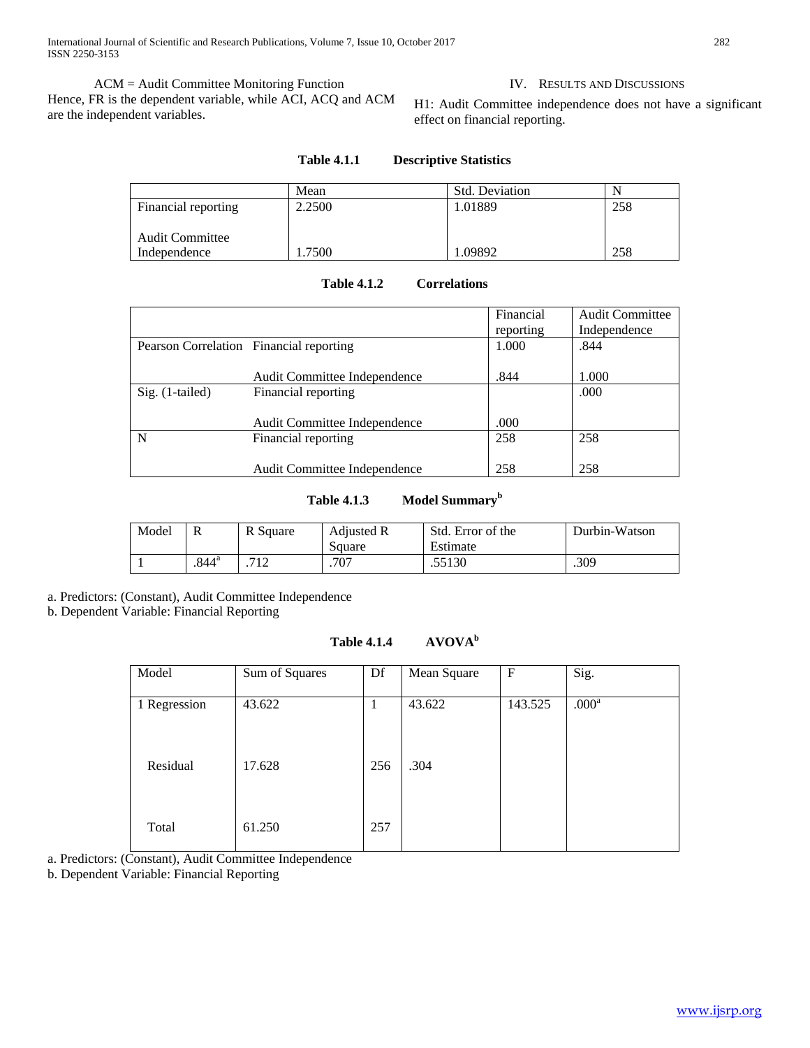ACM = Audit Committee Monitoring Function
Hence, FR is the dependent variable, while ACI, ACQ and ACM are the independent variables.

## IV. Results and Discussions

H1: Audit Committee independence does not have a significant effect on financial reporting.

**Table 4.1.1 Descriptive Statistics**

| | Mean | Std. Deviation | N |
|---|---|---|---|
| Financial reporting | 2.2500 | 1.01889 | 258 |
| Audit Committee Independence | 1.7500 | 1.09892 | 258 |

**Table 4.1.2 Correlations**

| | | Financial reporting | Audit Committee Independence |
|---|---|---|---|
| Pearson Correlation | Financial reporting | 1.000 | .844 |
| | Audit Committee Independence | .844 | 1.000 |
| Sig. (1-tailed) | Financial reporting | | .000 |
| | Audit Committee Independence | .000 | |
| N | Financial reporting | 258 | 258 |
| | Audit Committee Independence | 258 | 258 |

**Table 4.1.3 Model Summary[b]**

| Model | R | R Square | Adjusted R Square | Std. Error of the Estimate | Durbin-Watson |
|---|---|---|---|---|---|
| 1 | .844[a] | .712 | .707 | .55130 | .309 |

a. Predictors: (Constant), Audit Committee Independence
b. Dependent Variable: Financial Reporting

**Table 4.1.4 AVOVA[b]**

| Model | Sum of Squares | Df | Mean Square | F | Sig. |
|---|---|---|---|---|---|
| 1 Regression | 43.622 | 1 | 43.622 | 143.525 | .000[a] |
| Residual | 17.628 | 256 | .304 | | |
| Total | 61.250 | 257 | | | |

a. Predictors: (Constant), Audit Committee Independence
b. Dependent Variable: Financial Reporting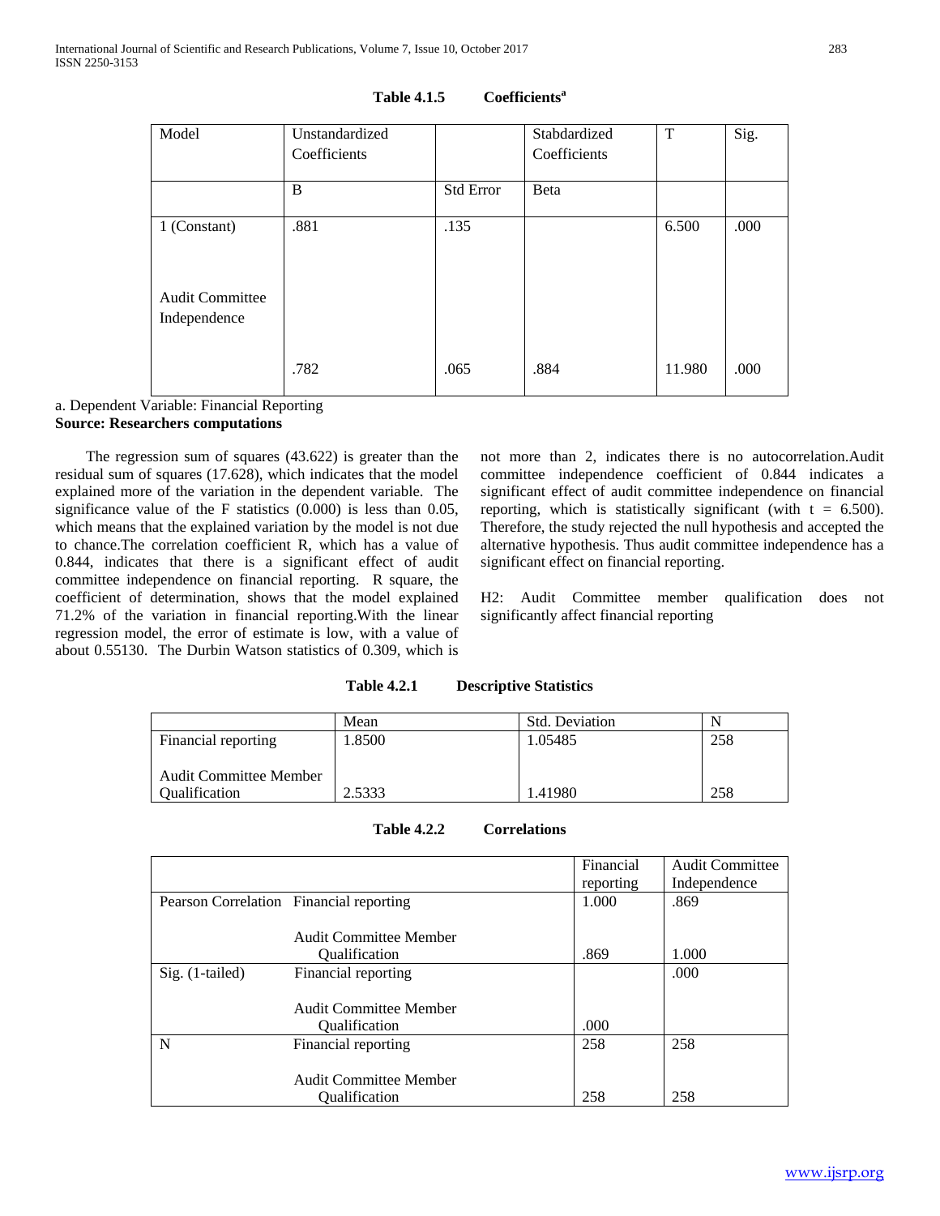**Table 4.1.5 Coefficients[a]**

| Model | Unstandardized Coefficients | | Stabdardized Coefficients | T | Sig. |
|---|---|---|---|---|---|
| | B | Std Error | Beta | | |
| 1 (Constant) | .881 | .135 | | 6.500 | .000 |
| Audit Committee Independence | .782 | .065 | .884 | 11.980 | .000 |

a. Dependent Variable: Financial Reporting

**Source: Researchers computations**

The regression sum of squares (43.622) is greater than the residual sum of squares (17.628), which indicates that the model explained more of the variation in the dependent variable. The significance value of the F statistics (0.000) is less than 0.05, which means that the explained variation by the model is not due to chance.The correlation coefficient R, which has a value of 0.844, indicates that there is a significant effect of audit committee independence on financial reporting. R square, the coefficient of determination, shows that the model explained 71.2% of the variation in financial reporting.With the linear regression model, the error of estimate is low, with a value of about 0.55130. The Durbin Watson statistics of 0.309, which is not more than 2, indicates there is no autocorrelation.Audit committee independence coefficient of 0.844 indicates a significant effect of audit committee independence on financial reporting, which is statistically significant (with t = 6.500). Therefore, the study rejected the null hypothesis and accepted the alternative hypothesis. Thus audit committee independence has a significant effect on financial reporting.

H2: Audit Committee member qualification does not significantly affect financial reporting

**Table 4.2.1 Descriptive Statistics**

| | Mean | Std. Deviation | N |
|---|---|---|---|
| Financial reporting | 1.8500 | 1.05485 | 258 |
| Audit Committee Member Qualification | 2.5333 | 1.41980 | 258 |

**Table 4.2.2 Correlations**

| | | Financial reporting | Audit Committee Independence |
|---|---|---|---|
| Pearson Correlation | Financial reporting | 1.000 | .869 |
| | Audit Committee Member Qualification | .869 | 1.000 |
| Sig. (1-tailed) | Financial reporting | | .000 |
| | Audit Committee Member Qualification | .000 | |
| N | Financial reporting | 258 | 258 |
| | Audit Committee Member Qualification | 258 | 258 |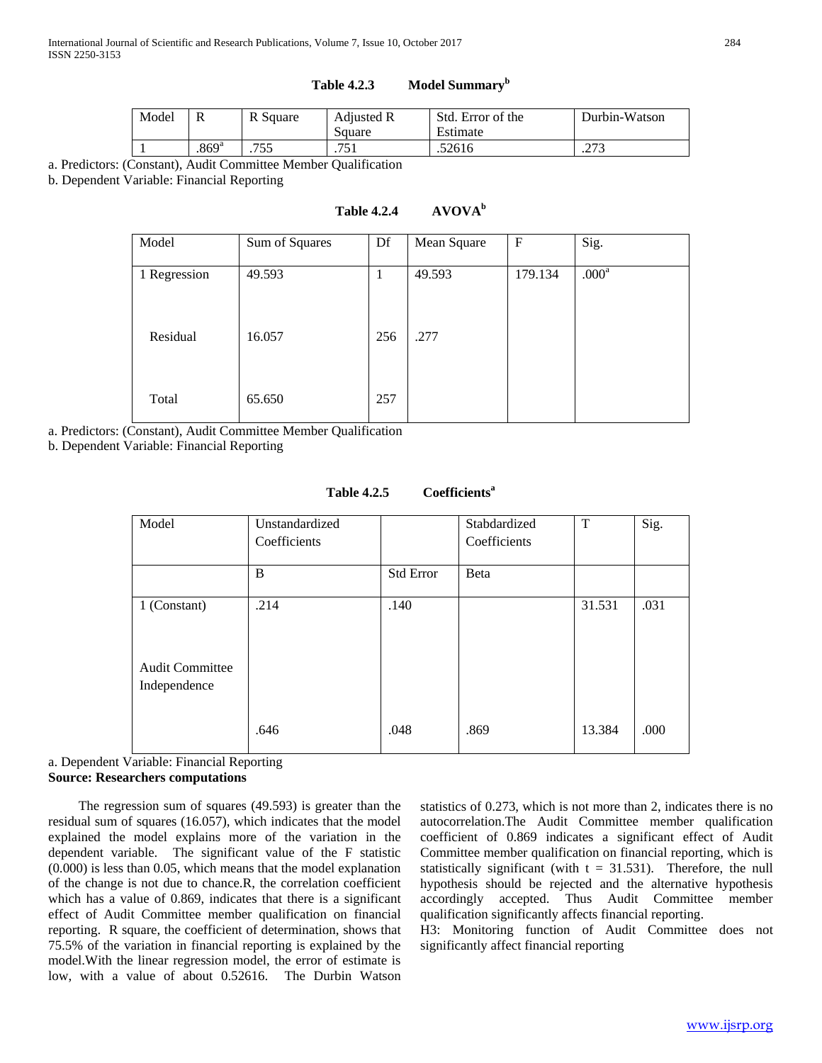**Table 4.2.3 Model Summary[b]**

| Model | R | R Square | Adjusted R Square | Std. Error of the Estimate | Durbin-Watson |
|---|---|---|---|---|---|
| 1 | .869[a] | .755 | .751 | .52616 | .273 |

a. Predictors: (Constant), Audit Committee Member Qualification

b. Dependent Variable: Financial Reporting

**Table 4.2.4 AVOVA[b]**

| Model | Sum of Squares | Df | Mean Square | F | Sig. |
|---|---|---|---|---|---|
| 1 Regression | 49.593 | 1 | 49.593 | 179.134 | .000[a] |
| Residual | 16.057 | 256 | .277 | | |
| Total | 65.650 | 257 | | | |

a. Predictors: (Constant), Audit Committee Member Qualification

b. Dependent Variable: Financial Reporting

**Table 4.2.5 Coefficients[a]**

| Model | Unstandardized Coefficients | | Stabdardized Coefficients | T | Sig. |
|---|---|---|---|---|---|
| | B | Std Error | Beta | | |
| 1 (Constant) | .214 | .140 | | 31.531 | .031 |
| Audit Committee Independence | .646 | .048 | .869 | 13.384 | .000 |

a. Dependent Variable: Financial Reporting

**Source: Researchers computations**

The regression sum of squares (49.593) is greater than the residual sum of squares (16.057), which indicates that the model explained the model explains more of the variation in the dependent variable. The significant value of the F statistic (0.000) is less than 0.05, which means that the model explanation of the change is not due to chance.R, the correlation coefficient which has a value of 0.869, indicates that there is a significant effect of Audit Committee member qualification on financial reporting. R square, the coefficient of determination, shows that 75.5% of the variation in financial reporting is explained by the model.With the linear regression model, the error of estimate is low, with a value of about 0.52616. The Durbin Watson statistics of 0.273, which is not more than 2, indicates there is no autocorrelation.The Audit Committee member qualification coefficient of 0.869 indicates a significant effect of Audit Committee member qualification on financial reporting, which is statistically significant (with t = 31.531). Therefore, the null hypothesis should be rejected and the alternative hypothesis accordingly accepted. Thus Audit Committee member qualification significantly affects financial reporting.

H3: Monitoring function of Audit Committee does not significantly affect financial reporting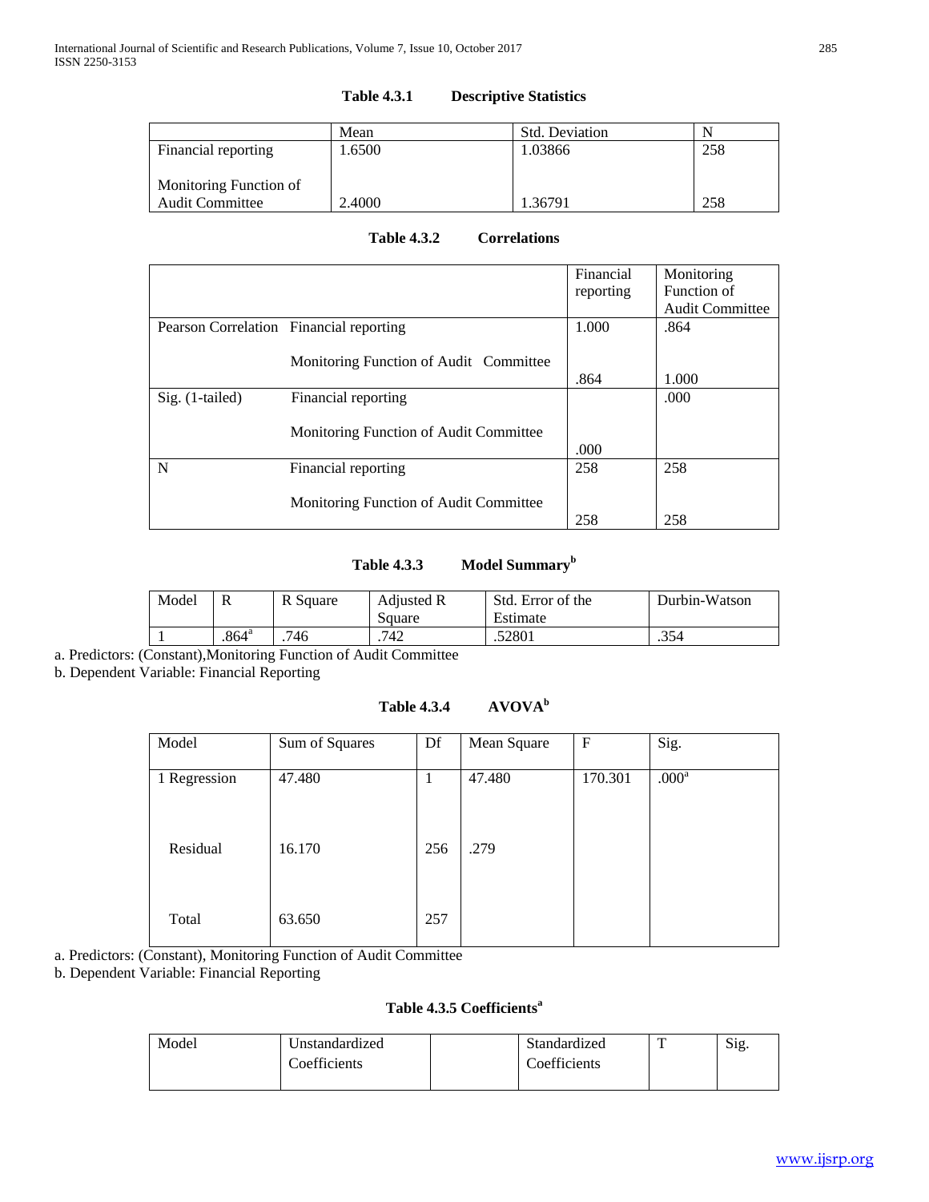**Table 4.3.1 Descriptive Statistics**

| | Mean | Std. Deviation | N |
|---|---|---|---|
| Financial reporting | 1.6500 | 1.03866 | 258 |
| Monitoring Function of Audit Committee | 2.4000 | 1.36791 | 258 |

**Table 4.3.2 Correlations**

| | | Financial reporting | Monitoring Function of Audit Committee |
|---|---|---|---|
| Pearson Correlation | Financial reporting | 1.000 | .864 |
| | Monitoring Function of Audit Committee | .864 | 1.000 |
| Sig. (1-tailed) | Financial reporting | | .000 |
| | Monitoring Function of Audit Committee | .000 | |
| N | Financial reporting | 258 | 258 |
| | Monitoring Function of Audit Committee | 258 | 258 |

**Table 4.3.3 Model Summary[b]**

| Model | R | R Square | Adjusted R Square | Std. Error of the Estimate | Durbin-Watson |
|---|---|---|---|---|---|
| 1 | .864[a] | .746 | .742 | .52801 | .354 |

a. Predictors: (Constant),Monitoring Function of Audit Committee

b. Dependent Variable: Financial Reporting

**Table 4.3.4 AVOVA[b]**

| Model | Sum of Squares | Df | Mean Square | F | Sig. |
|---|---|---|---|---|---|
| 1 Regression | 47.480 | 1 | 47.480 | 170.301 | .000[a] |
| Residual | 16.170 | 256 | .279 | | |
| Total | 63.650 | 257 | | | |

a. Predictors: (Constant), Monitoring Function of Audit Committee

b. Dependent Variable: Financial Reporting

**Table 4.3.5 Coefficients[a]**

| Model | Unstandardized Coefficients | | Standardized Coefficients | T | Sig. |
|---|---|---|---|---|---|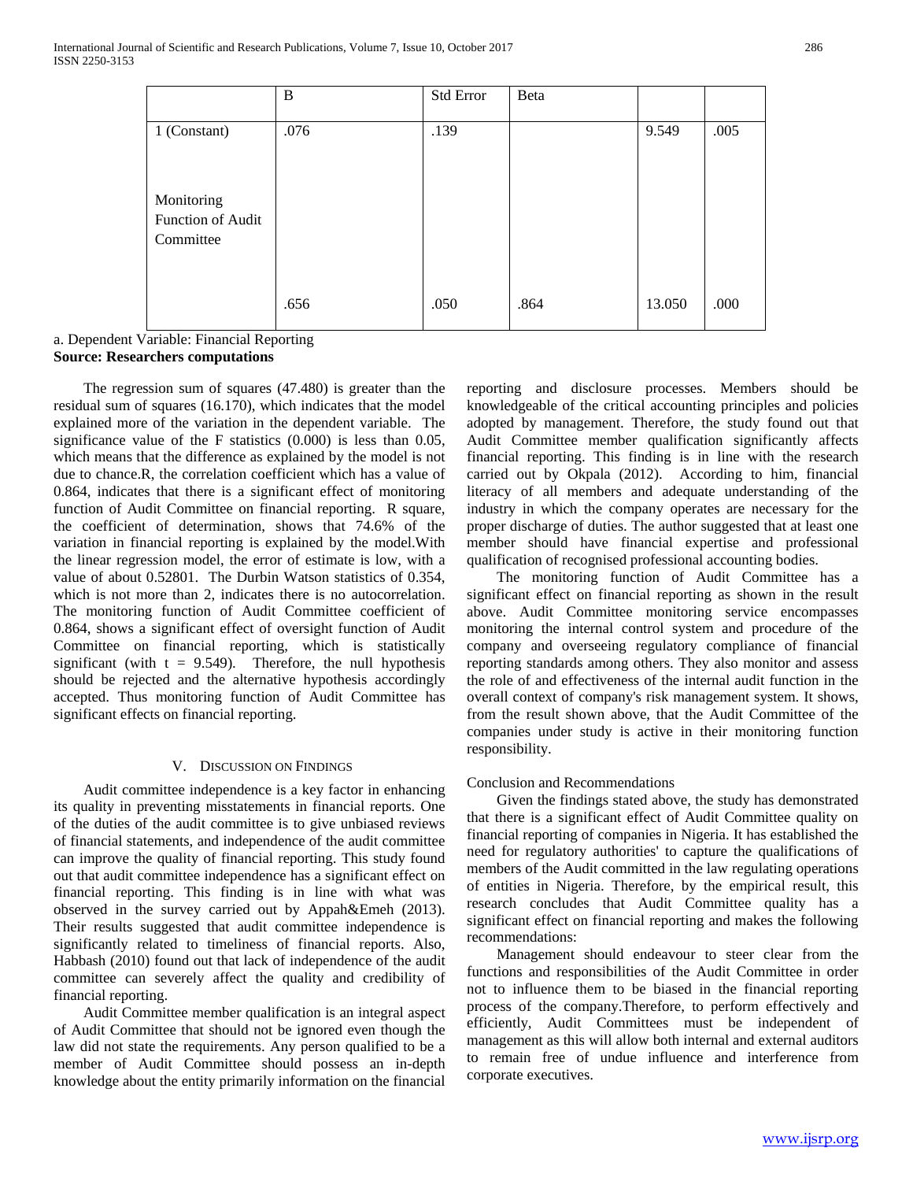| | B | Std Error | Beta | | |
|---|---|---|---|---|---|
| 1 (Constant) | .076 | .139 | | 9.549 | .005 |
| Monitoring Function of Audit Committee | .656 | .050 | .864 | 13.050 | .000 |

a. Dependent Variable: Financial Reporting
**Source: Researchers computations**

The regression sum of squares (47.480) is greater than the residual sum of squares (16.170), which indicates that the model explained more of the variation in the dependent variable. The significance value of the F statistics (0.000) is less than 0.05, which means that the difference as explained by the model is not due to chance.R, the correlation coefficient which has a value of 0.864, indicates that there is a significant effect of monitoring function of Audit Committee on financial reporting. R square, the coefficient of determination, shows that 74.6% of the variation in financial reporting is explained by the model.With the linear regression model, the error of estimate is low, with a value of about 0.52801. The Durbin Watson statistics of 0.354, which is not more than 2, indicates there is no autocorrelation. The monitoring function of Audit Committee coefficient of 0.864, shows a significant effect of oversight function of Audit Committee on financial reporting, which is statistically significant (with $t = 9.549$). Therefore, the null hypothesis should be rejected and the alternative hypothesis accordingly accepted. Thus monitoring function of Audit Committee has significant effects on financial reporting.

## V. Discussion on Findings

Audit committee independence is a key factor in enhancing its quality in preventing misstatements in financial reports. One of the duties of the audit committee is to give unbiased reviews of financial statements, and independence of the audit committee can improve the quality of financial reporting. This study found out that audit committee independence has a significant effect on financial reporting. This finding is in line with what was observed in the survey carried out by Appah&Emeh (2013). Their results suggested that audit committee independence is significantly related to timeliness of financial reports. Also, Habbash (2010) found out that lack of independence of the audit committee can severely affect the quality and credibility of financial reporting.

Audit Committee member qualification is an integral aspect of Audit Committee that should not be ignored even though the law did not state the requirements. Any person qualified to be a member of Audit Committee should possess an in-depth knowledge about the entity primarily information on the financial reporting and disclosure processes. Members should be knowledgeable of the critical accounting principles and policies adopted by management. Therefore, the study found out that Audit Committee member qualification significantly affects financial reporting. This finding is in line with the research carried out by Okpala (2012). According to him, financial literacy of all members and adequate understanding of the industry in which the company operates are necessary for the proper discharge of duties. The author suggested that at least one member should have financial expertise and professional qualification of recognised professional accounting bodies.

The monitoring function of Audit Committee has a significant effect on financial reporting as shown in the result above. Audit Committee monitoring service encompasses monitoring the internal control system and procedure of the company and overseeing regulatory compliance of financial reporting standards among others. They also monitor and assess the role of and effectiveness of the internal audit function in the overall context of company's risk management system. It shows, from the result shown above, that the Audit Committee of the companies under study is active in their monitoring function responsibility.

Conclusion and Recommendations

Given the findings stated above, the study has demonstrated that there is a significant effect of Audit Committee quality on financial reporting of companies in Nigeria. It has established the need for regulatory authorities' to capture the qualifications of members of the Audit committed in the law regulating operations of entities in Nigeria. Therefore, by the empirical result, this research concludes that Audit Committee quality has a significant effect on financial reporting and makes the following recommendations:

Management should endeavour to steer clear from the functions and responsibilities of the Audit Committee in order not to influence them to be biased in the financial reporting process of the company.Therefore, to perform effectively and efficiently, Audit Committees must be independent of management as this will allow both internal and external auditors to remain free of undue influence and interference from corporate executives.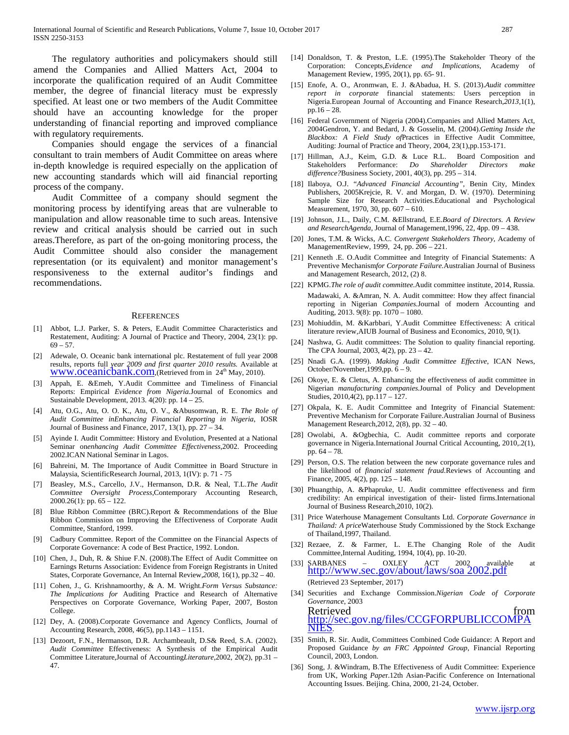The regulatory authorities and policymakers should still amend the Companies and Allied Matters Act, 2004 to incorporate the qualification required of an Audit Committee member, the degree of financial literacy must be expressly specified. At least one or two members of the Audit Committee should have an accounting knowledge for the proper understanding of financial reporting and improved compliance with regulatory requirements.

Companies should engage the services of a financial consultant to train members of Audit Committee on areas where in-depth knowledge is required especially on the application of new accounting standards which will aid financial reporting process of the company.

Audit Committee of a company should segment the monitoring process by identifying areas that are vulnerable to manipulation and allow reasonable time to such areas. Intensive review and critical analysis should be carried out in such areas.Therefore, as part of the on-going monitoring process, the Audit Committee should also consider the management representation (or its equivalent) and monitor management's responsiveness to the external auditor's findings and recommendations.

## REFERENCES

[1] Abbot, L.J. Parker, S. & Peters, E.Audit Committee Characteristics and Restatement, Auditing: A Journal of Practice and Theory, 2004, 23(1): pp. 69 – 57.

[2] Adewale, O. Oceanic bank international plc. Restatement of full year 2008 results, reports full *year 2009 and first quarter 2010 results.* Available at www.oceanicbank.com,(Retrieved from in 24th May, 2010).

[3] Appah, E. &Emeh, Y.Audit Committee and Timeliness of Financial Reports: Empirical *Evidence from Nigeria.*Journal of Economics and Sustainable Development, 2013. 4(20): pp. 14 – 25.

[4] Atu, O.G., Atu, O. O. K., Atu, O. V., &Abusomwan, R. E. *The Role of Audit Committee inEnhancing Financial Reporting in Nigeria*, IOSR Journal of Business and Finance, 2017, 13(1), pp. 27 – 34.

[5] Ayinde I. Audit Committee: History and Evolution, Presented at a National Seminar on*enhancing Audit Committee Effectiveness*,2002. Proceeding 2002.ICAN National Seminar in Lagos.

[6] Bahreini, M. The Importance of Audit Committee in Board Structure in Malaysia, ScientificResearch Journal, 2013, 1(IV): p. 71 - 75

[7] Beasley, M.S., Carcello, J.V., Hermanson, D.R. & Neal, T.L.*The Audit Committee Oversight Process*,Contemporary Accounting Research, 2000.26(1): pp. 65 – 122.

[8] Blue Ribbon Committee (BRC).Report & Recommendations of the Blue Ribbon Commission on Improving the Effectiveness of Corporate Audit Committee, Stanford, 1999.

[9] Cadbury Committee. Report of the Committee on the Financial Aspects of Corporate Governance: A code of Best Practice, 1992. London.

[10] Chen, J., Duh, R. & Shiue F.N. (2008).The Effect of Audit Committee on Earnings Returns Association: Evidence from Foreign Registrants in United States, Corporate Governance, An Internal Review,*2008*, 16(1), pp.32 – 40.

[11] Cohen, J., G. Krishnamoorthy, & A. M. Wright.*Form Versus Substance: The Implications for* Auditing Practice and Research of Alternative Perspectives on Corporate Governance, Working Paper, 2007, Boston College.

[12] Dey, A. (2008).Corporate Governance and Agency Conflicts, Journal of Accounting Research, 2008, 46(5), pp.1143 – 1151.

[13] Dezoort, F.N., Hermanson, D.R. Archambeault, D.S& Reed, S.A. (2002). *Audit Committee* Effectiveness: A Synthesis of the Empirical Audit Committee Literature,Journal of Accounting*Literature*,2002, 20(2), pp.31 – 47.

[14] Donaldson, T. & Preston, L.E. (1995).The Stakeholder Theory of the Corporation: Concepts,*Evidence and Implications*, Academy of Management Review, 1995, 20(1), pp. 65- 91.

[15] Enofe, A. O., Aronmwan, E. J. &Abadua, H. S. (2013).*Audit committee report in corporate* financial statements: Users perception in Nigeria.European Journal of Accounting and Finance Research,*2013*,1(1), pp.16 – 28.

[16] Federal Government of Nigeria (2004).Companies and Allied Matters Act, 2004Gendron, Y. and Bedard, J. & Gosselin, M. (2004).*Getting Inside the Blackbox: A Field Study of*Practices in Effective Audit Committee, Auditing: Journal of Practice and Theory, 2004, 23(1),pp.153-171.

[17] Hillman, A.J., Keim, G.D. & Luce R.L. Board Composition and Stakeholders Performance: *Do Shareholder Directors make difference?*Business Society, 2001, 40(3), pp. 295 – 314.

[18] Ilaboya, O.J. "*Advanced Financial Accounting"*, Benin City, Mindex Publishers, 2005Krejcie, R. V. and Morgan, D. W. (1970). Determining Sample Size for Research Activities.Educational and Psychological Measurement, 1970, 30, pp. 607 – 610.

[19] Johnson, J.L., Daily, C.M. &Ellstrand, E.E.*Board of Directors. A Review and ResearchAgenda*, Journal of Management,1996, 22, 4pp. 09 – 438.

[20] Jones, T.M. & Wicks, A.C. *Convergent Stakeholders Theory*, Academy of ManagementReview, 1999, 24, pp. 206 – 221.

[21] Kenneth .E. O.Audit Committee and Integrity of Financial Statements: A Preventive Mechanism*for Corporate Failure.*Australian Journal of Business and Management Research, 2012, (2) 8.

[22] KPMG.*The role of audit committee.*Audit committee institute, 2014, Russia. Madawaki, A. &Amran, N. A. Audit committee: How they affect financial reporting in Nigerian *Companies.*Journal of modern Accounting and Auditing, 2013. 9(8): pp. 1070 – 1080.

[23] Mohiuddin, M. &Karbbari, Y.Audit Committee Effectiveness: A critical literature review,AIUB Journal of Business and Economics, 2010, 9(1).

[24] Nashwa, G. Audit committees: The Solution to quality financial reporting. The CPA Journal, 2003, 4(2), pp. 23 – 42.

[25] Nnadi G.A. (1999). *Making Audit Committee Effective*, ICAN News, October/November,1999,pp. 6 – 9.

[26] Okoye, E. & Cletus, A. Enhancing the effectiveness of audit committee in Nigerian *manufacturing companies.*Journal of Policy and Development Studies, 2010,4(2), pp.117 – 127.

[27] Okpala, K. E. Audit Committee and Integrity of Financial Statement: Preventive Mechanism for Corporate Failure.Australian Journal of Business Management Research,2012, 2(8), pp. 32 – 40.

[28] Owolabi, A. &Ogbechia, C. Audit committee reports and corporate governance in Nigeria.International Journal Critical Accounting, 2010,.2(1), pp. 64 – 78.

[29] Person, O.S. The relation between the new corporate governance rules and the likelihood of *financial statement fraud.*Reviews of Accounting and Finance, 2005, 4(2), pp. 125 – 148.

[30] Phuangthip, A. &Phapruke, U. Audit committee effectiveness and firm credibility: An empirical investigation of their- listed firms.International Journal of Business Research,2010, 10(2).

[31] Price Waterhouse Management Consultants Ltd. *Corporate Governance in Thailand: A price*Waterhouse Study Commissioned by the Stock Exchange of Thailand,1997, Thailand.

[32] Rezaee, Z. & Farmer, L. E.The Changing Role of the Audit Committee,Internal Auditing, 1994, 10(4), pp. 10-20.

[33] SARBANES – OXLEY ACT 2002 available at http://www.sec.gov/about/laws/soa 2002.pdf (Retrieved 23 September, 2017)

[34] Securities and Exchange Commission.*Nigerian Code of Corporate Governance*, 2003 Retrieved from http://sec.gov.ng/files/CCGFORPUBLICCOMPANIES.

[35] Smith, R. Sir. Audit, Committees Combined Code Guidance: A Report and Proposed Guidance *by an FRC Appointed Group*, Financial Reporting Council, 2003, London.

[36] Song, J. &Windram, B.The Effectiveness of Audit Committee: Experience from UK, Working *Paper*.12th Asian-Pacific Conference on International Accounting Issues. Beijing. China, 2000, 21-24, October.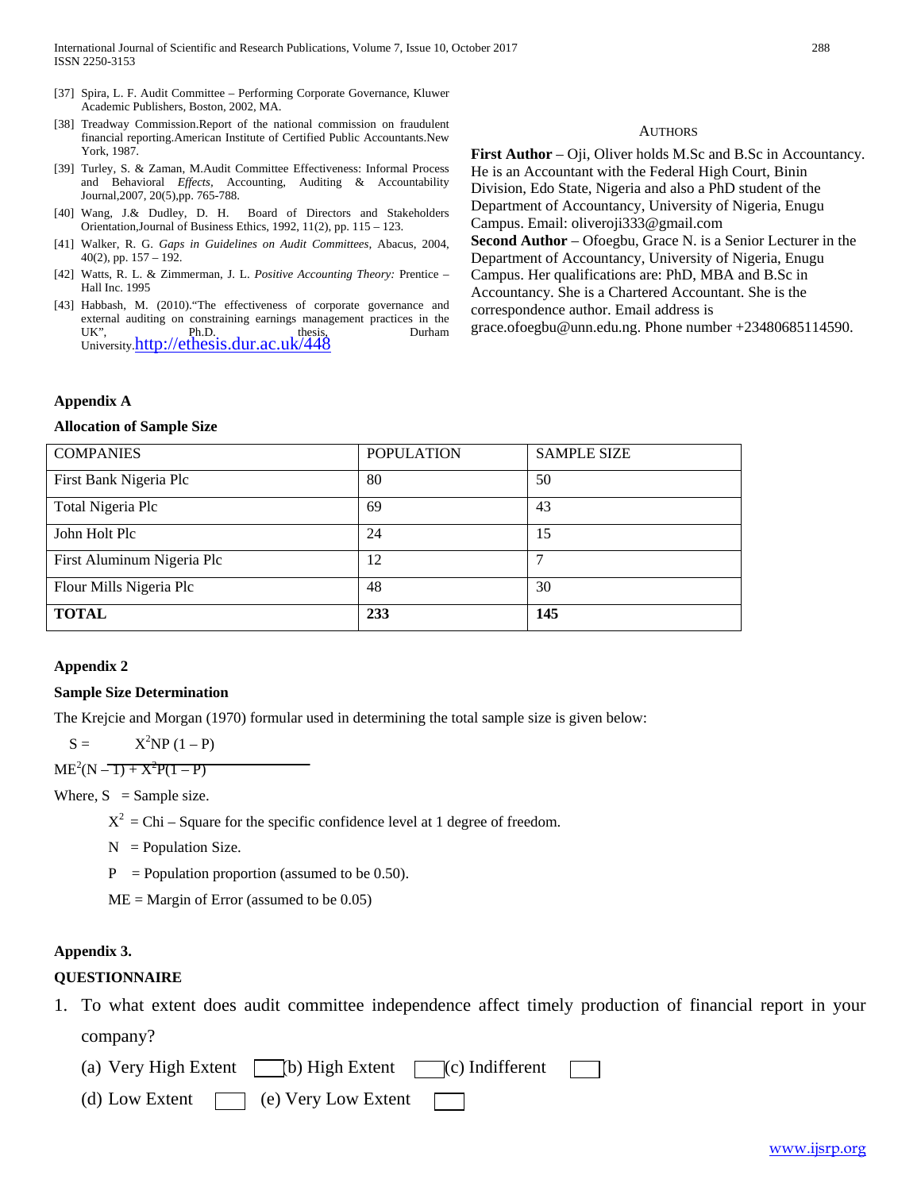[37] Spira, L. F. Audit Committee – Performing Corporate Governance, Kluwer Academic Publishers, Boston, 2002, MA.

[38] Treadway Commission.Report of the national commission on fraudulent financial reporting.American Institute of Certified Public Accountants.New York, 1987.

[39] Turley, S. & Zaman, M.Audit Committee Effectiveness: Informal Process and Behavioral *Effects*, Accounting, Auditing & Accountability Journal,2007, 20(5),pp. 765-788.

[40] Wang, J.& Dudley, D. H. Board of Directors and Stakeholders Orientation,Journal of Business Ethics, 1992, 11(2), pp. 115 – 123.

[41] Walker, R. G. *Gaps in Guidelines on Audit Committees*, Abacus, 2004, 40(2), pp. 157 – 192.

[42] Watts, R. L. & Zimmerman, J. L. *Positive Accounting Theory:* Prentice – Hall Inc. 1995

[43] Habbash, M. (2010).“The effectiveness of corporate governance and external auditing on constraining earnings management practices in the UK”, Ph.D. thesis, Durham University.http://ethesis.dur.ac.uk/448

## Authors

**First Author** – Oji, Oliver holds M.Sc and B.Sc in Accountancy. He is an Accountant with the Federal High Court, Binin Division, Edo State, Nigeria and also a PhD student of the Department of Accountancy, University of Nigeria, Enugu Campus. Email: oliveroji333@gmail.com

**Second Author** – Ofoegbu, Grace N. is a Senior Lecturer in the Department of Accountancy, University of Nigeria, Enugu Campus. Her qualifications are: PhD, MBA and B.Sc in Accountancy. She is a Chartered Accountant. She is the correspondence author. Email address is grace.ofoegbu@unn.edu.ng. Phone number +23480685114590.

## Appendix A

**Allocation of Sample Size**

| COMPANIES | POPULATION | SAMPLE SIZE |
|---|---|---|
| First Bank Nigeria Plc | 80 | 50 |
| Total Nigeria Plc | 69 | 43 |
| John Holt Plc | 24 | 15 |
| First Aluminum Nigeria Plc | 12 | 7 |
| Flour Mills Nigeria Plc | 48 | 30 |
| **TOTAL** | **233** | **145** |

## Appendix 2

**Sample Size Determination**

The Krejcie and Morgan (1970) formular used in determining the total sample size is given below:

$$S = \frac{X^2NP(1-P)}{ME^2(N-1) + X^2P(1-P)}$$

Where, S = Sample size.

$X^2$ = Chi – Square for the specific confidence level at 1 degree of freedom.

N = Population Size.

P = Population proportion (assumed to be 0.50).

ME = Margin of Error (assumed to be 0.05)

## Appendix 3.

**QUESTIONNAIRE**

1. To what extent does audit committee independence affect timely production of financial report in your company?

   (a) Very High Extent ☐ (b) High Extent ☐ (c) Indifferent ☐

   (d) Low Extent ☐ (e) Very Low Extent ☐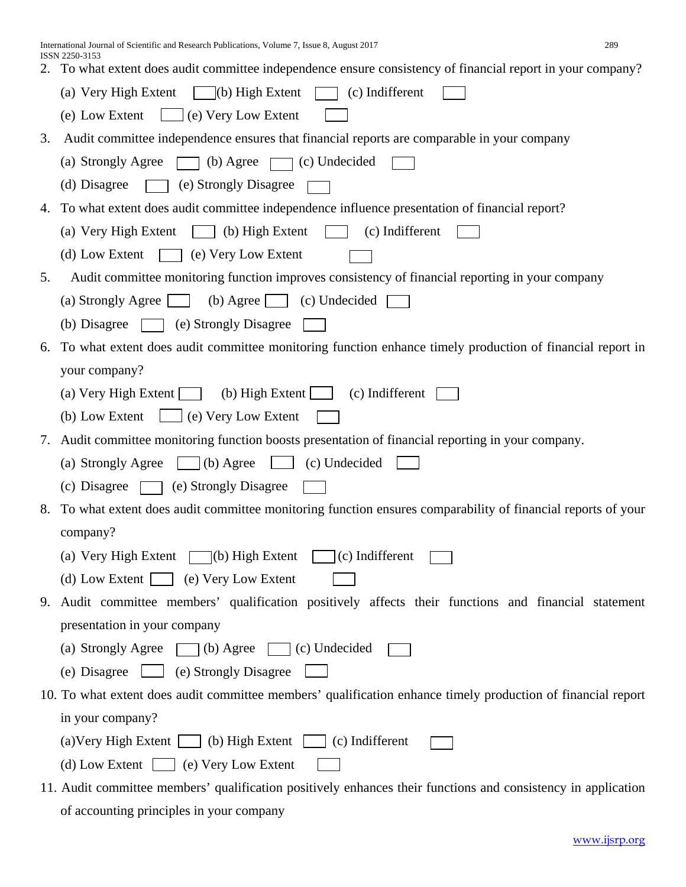2. To what extent does audit committee independence ensure consistency of financial report in your company?

   (a) Very High Extent ☐ (b) High Extent ☐ (c) Indifferent ☐

   (e) Low Extent ☐ (e) Very Low Extent ☐

3. Audit committee independence ensures that financial reports are comparable in your company

   (a) Strongly Agree ☐ (b) Agree ☐ (c) Undecided ☐

   (d) Disagree ☐ (e) Strongly Disagree ☐

4. To what extent does audit committee independence influence presentation of financial report?

   (a) Very High Extent ☐ (b) High Extent ☐ (c) Indifferent ☐

   (d) Low Extent ☐ (e) Very Low Extent ☐

5. Audit committee monitoring function improves consistency of financial reporting in your company

   (a) Strongly Agree ☐ (b) Agree ☐ (c) Undecided ☐

   (b) Disagree ☐ (e) Strongly Disagree ☐

6. To what extent does audit committee monitoring function enhance timely production of financial report in your company?

   (a) Very High Extent ☐ (b) High Extent ☐ (c) Indifferent ☐

   (b) Low Extent ☐ (e) Very Low Extent ☐

7. Audit committee monitoring function boosts presentation of financial reporting in your company.

   (a) Strongly Agree ☐ (b) Agree ☐ (c) Undecided ☐

   (c) Disagree ☐ (e) Strongly Disagree ☐

8. To what extent does audit committee monitoring function ensures comparability of financial reports of your company?

   (a) Very High Extent ☐ (b) High Extent ☐ (c) Indifferent ☐

   (d) Low Extent ☐ (e) Very Low Extent ☐

9. Audit committee members' qualification positively affects their functions and financial statement presentation in your company

   (a) Strongly Agree ☐ (b) Agree ☐ (c) Undecided ☐

   (e) Disagree ☐ (e) Strongly Disagree ☐

10. To what extent does audit committee members' qualification enhance timely production of financial report in your company?

    (a)Very High Extent ☐ (b) High Extent ☐ (c) Indifferent ☐

    (d) Low Extent ☐ (e) Very Low Extent ☐

11. Audit committee members' qualification positively enhances their functions and consistency in application of accounting principles in your company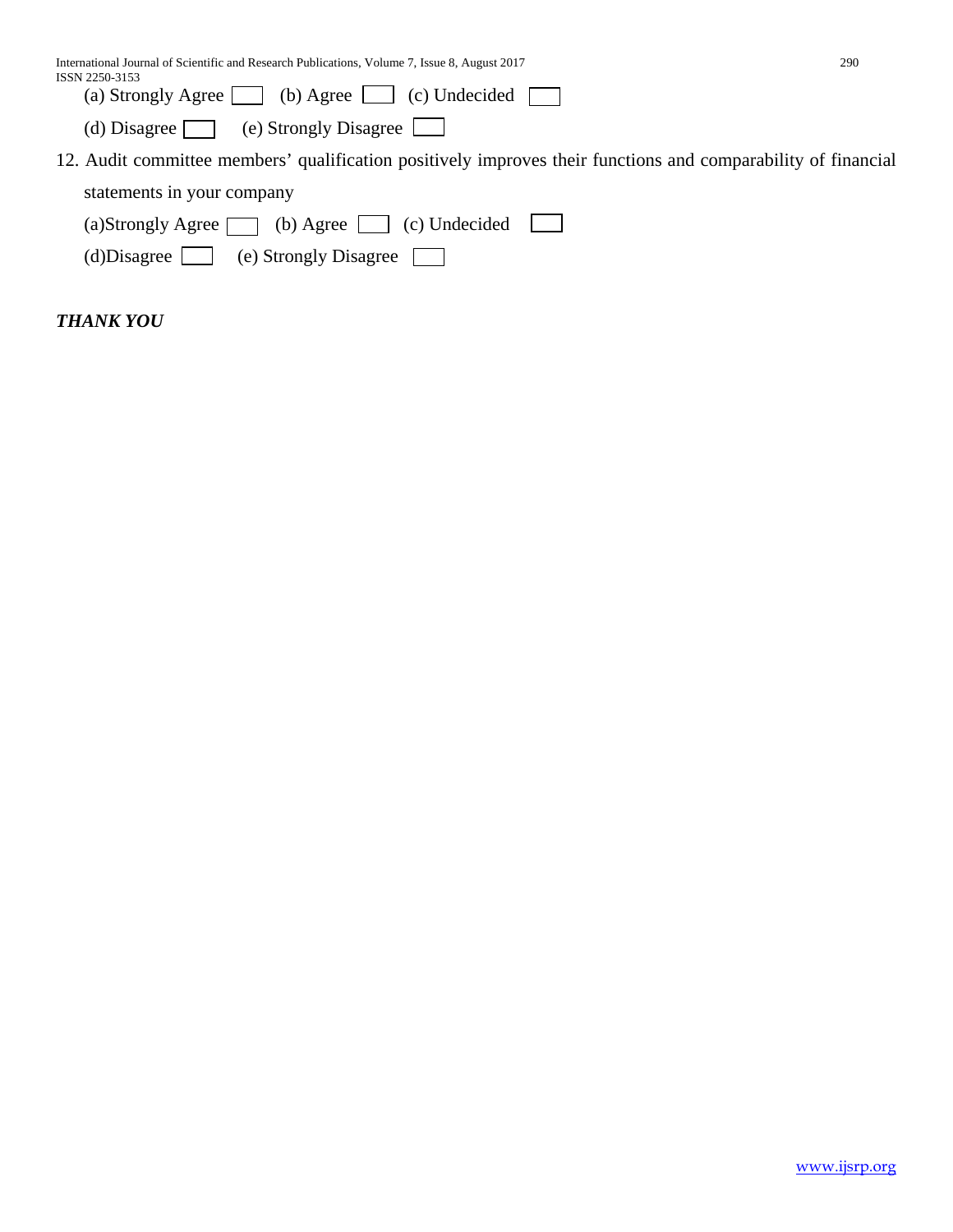(a) Strongly Agree [ ] (b) Agree [ ] (c) Undecided [ ]

(d) Disagree [ ] (e) Strongly Disagree [ ]

12. Audit committee members' qualification positively improves their functions and comparability of financial statements in your company

    (a)Strongly Agree [ ] (b) Agree [ ] (c) Undecided [ ]

    (d)Disagree [ ] (e) Strongly Disagree [ ]

***THANK YOU***